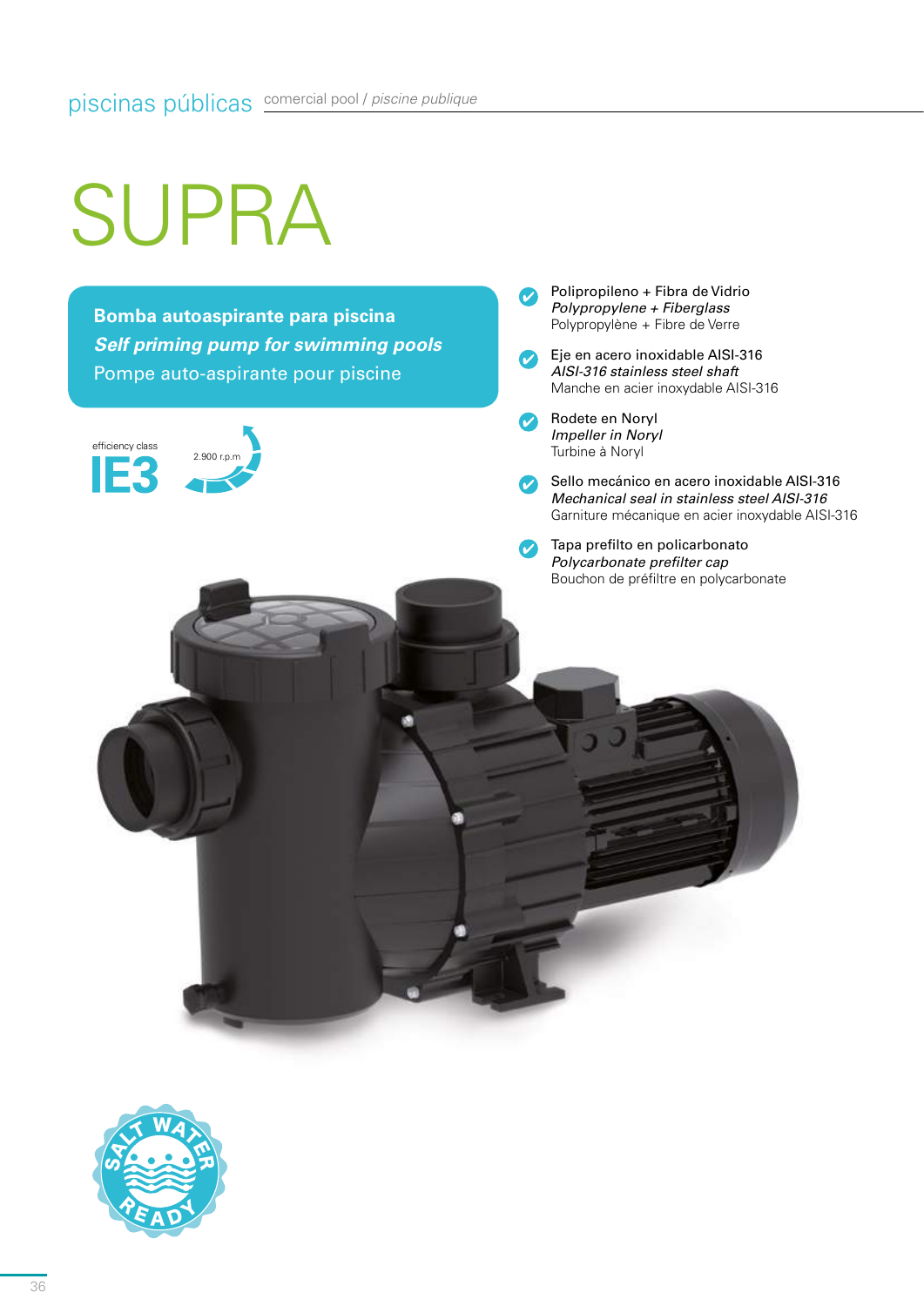piscinas públicas comercial pool / *piscine publique*

# SUPRA

**Bomba autoaspirante para piscina**
***Self priming pump for swimming pools***
Pompe auto-aspirante pour piscine

efficiency class
**IE3**

2.900 r.p.m

- Polipropileno + Fibra de Vidrio
  *Polypropylene + Fiberglass*
  Polypropylène + Fibre de Verre
- Eje en acero inoxidable AISI-316
  *AISI-316 stainless steel shaft*
  Manche en acier inoxydable AISI-316
- Rodete en Noryl
  *Impeller in Noryl*
  Turbine à Noryl
- Sello mecánico en acero inoxidable AISI-316
  *Mechanical seal in stainless steel AISI-316*
  Garniture mécanique en acier inoxydable AISI-316
- Tapa prefilto en policarbonato
  *Polycarbonate prefilter cap*
  Bouchon de préfiltre en polycarbonate

SALT WATER READY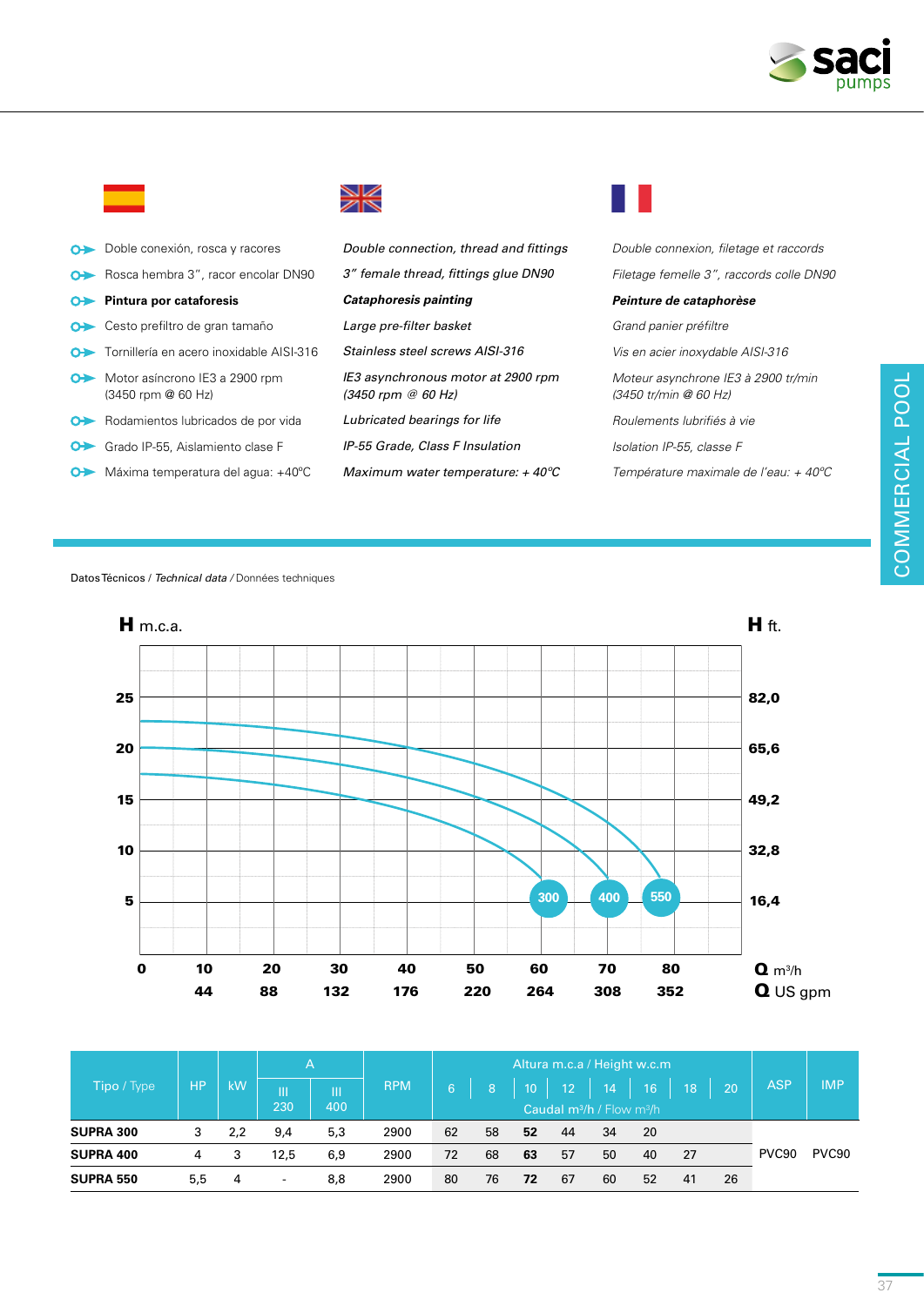COMMERCIAL POOL

- Doble conexión, rosca y racores
- Rosca hembra 3", racor encolar DN90
- **Pintura por cataforesis**
- Cesto prefiltro de gran tamaño
- Tornillería en acero inoxidable AISI-316
- Motor asíncrono IE3 a 2900 rpm (3450 rpm @ 60 Hz)
- Rodamientos lubricados de por vida
- Grado IP-55, Aislamiento clase F
- Máxima temperatura del agua: +40ºC

*Double connection, thread and fittings*
*3" female thread, fittings glue DN90*
***Cataphoresis painting***
*Large pre-filter basket*
*Stainless steel screws AISI-316*
*IE3 asynchronous motor at 2900 rpm (3450 rpm @ 60 Hz)*
*Lubricated bearings for life*
*IP-55 Grade, Class F Insulation*
*Maximum water temperature: + 40ºC*

*Double connexion, filetage et raccords*
*Filetage femelle 3", raccords colle DN90*
***Peinture de cataphorèse***
*Grand panier préfiltre*
*Vis en acier inoxydable AISI-316*
*Moteur asynchrone IE3 à 2900 tr/min (3450 tr/min @ 60 Hz)*
*Roulements lubrifiés à vie*
*Isolation IP-55, classe F*
*Température maximale de l'eau: + 40ºC*

Datos Técnicos / *Technical data* / Données techniques

| Tipo / Type | HP | kW | A III 230 | A III 400 | RPM | 6 | 8 | 10 | 12 | 14 | 16 | 18 | 20 | ASP | IMP |
|---|---|---|---|---|---|---|---|---|---|---|---|---|---|---|---|
| | | | | | | Altura m.c.a / Height w.c.m — Caudal m³/h / Flow m³/h | | | | | | | | | |
| **SUPRA 300** | 3 | 2,2 | 9,4 | 5,3 | 2900 | 62 | 58 | **52** | 44 | 34 | 20 | | | PVC90 | PVC90 |
| **SUPRA 400** | 4 | 3 | 12,5 | 6,9 | 2900 | 72 | 68 | **63** | 57 | 50 | 40 | 27 | | PVC90 | PVC90 |
| **SUPRA 550** | 5,5 | 4 | - | 8,8 | 2900 | 80 | 76 | **72** | 67 | 60 | 52 | 41 | 26 | PVC90 | PVC90 |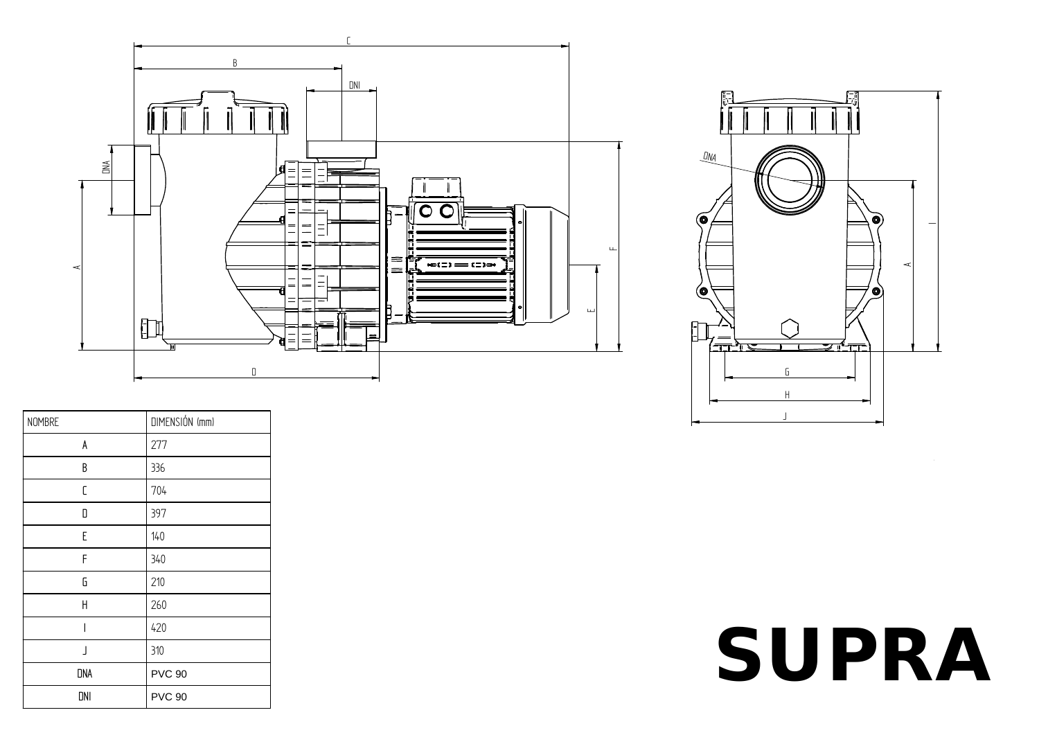| NOMBRE | DIMENSIÓN (mm) |
|---|---|
| A | 277 |
| B | 336 |
| C | 704 |
| D | 397 |
| E | 140 |
| F | 340 |
| G | 210 |
| H | 260 |
| I | 420 |
| J | 310 |
| DNA | PVC 90 |
| DNI | PVC 90 |

# SUPRA